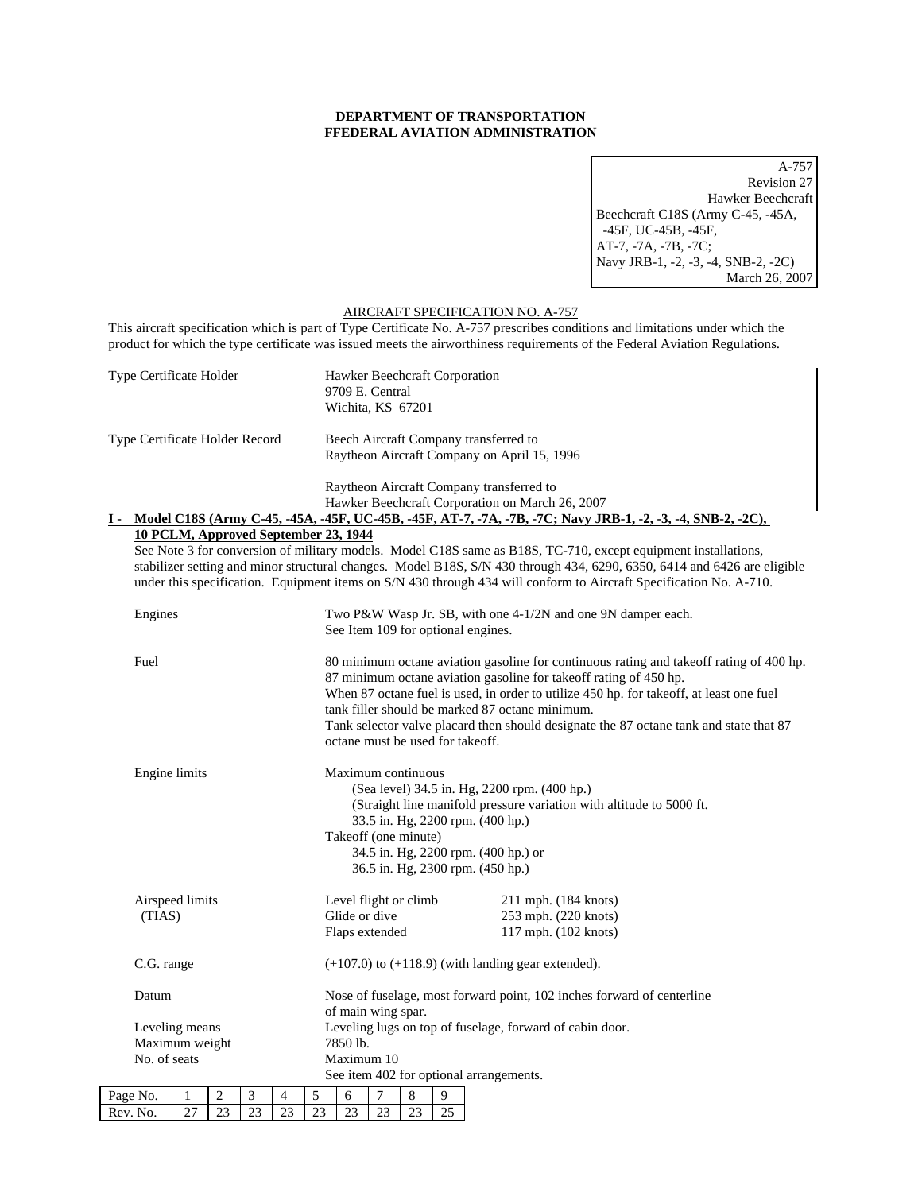**DEPARTMENT OF TRANSPORTATION**
**FFEDERAL AVIATION ADMINISTRATION**

A-757
Revision 27
Hawker Beechcraft
Beechcraft C18S (Army C-45, -45A, -45F, UC-45B, -45F, AT-7, -7A, -7B, -7C; Navy JRB-1, -2, -3, -4, SNB-2, -2C)
March 26, 2007

AIRCRAFT SPECIFICATION NO. A-757

This aircraft specification which is part of Type Certificate No. A-757 prescribes conditions and limitations under which the product for which the type certificate was issued meets the airworthiness requirements of the Federal Aviation Regulations.

Type Certificate Holder — Hawker Beechcraft Corporation
9709 E. Central
Wichita, KS 67201

Type Certificate Holder Record — Beech Aircraft Company transferred to Raytheon Aircraft Company on April 15, 1996

Raytheon Aircraft Company transferred to Hawker Beechcraft Corporation on March 26, 2007

**I - Model C18S (Army C-45, -45A, -45F, UC-45B, -45F, AT-7, -7A, -7B, -7C; Navy JRB-1, -2, -3, -4, SNB-2, -2C), 10 PCLM, Approved September 23, 1944**

See Note 3 for conversion of military models. Model C18S same as B18S, TC-710, except equipment installations, stabilizer setting and minor structural changes. Model B18S, S/N 430 through 434, 6290, 6350, 6414 and 6426 are eligible under this specification. Equipment items on S/N 430 through 434 will conform to Aircraft Specification No. A-710.

Engines — Two P&W Wasp Jr. SB, with one 4-1/2N and one 9N damper each. See Item 109 for optional engines.

Fuel — 80 minimum octane aviation gasoline for continuous rating and takeoff rating of 400 hp. 87 minimum octane aviation gasoline for takeoff rating of 450 hp. When 87 octane fuel is used, in order to utilize 450 hp. for takeoff, at least one fuel tank filler should be marked 87 octane minimum. Tank selector valve placard then should designate the 87 octane tank and state that 87 octane must be used for takeoff.

Engine limits — Maximum continuous
(Sea level) 34.5 in. Hg, 2200 rpm. (400 hp.)
(Straight line manifold pressure variation with altitude to 5000 ft.
33.5 in. Hg, 2200 rpm. (400 hp.)
Takeoff (one minute)
34.5 in. Hg, 2200 rpm. (400 hp.) or
36.5 in. Hg, 2300 rpm. (450 hp.)

Airspeed limits (TIAS)

| | |
|---|---|
| Level flight or climb | 211 mph. (184 knots) |
| Glide or dive | 253 mph. (220 knots) |
| Flaps extended | 117 mph. (102 knots) |

C.G. range — (+107.0) to (+118.9) (with landing gear extended).

Datum — Nose of fuselage, most forward point, 102 inches forward of centerline of main wing spar.

Leveling means — Leveling lugs on top of fuselage, forward of cabin door.

Maximum weight — 7850 lb.

No. of seats — Maximum 10
See item 402 for optional arrangements.

| Page No. | 1 | 2 | 3 | 4 | 5 | 6 | 7 | 8 | 9 |
|---|---|---|---|---|---|---|---|---|---|
| Rev. No. | 27 | 23 | 23 | 23 | 23 | 23 | 23 | 23 | 25 |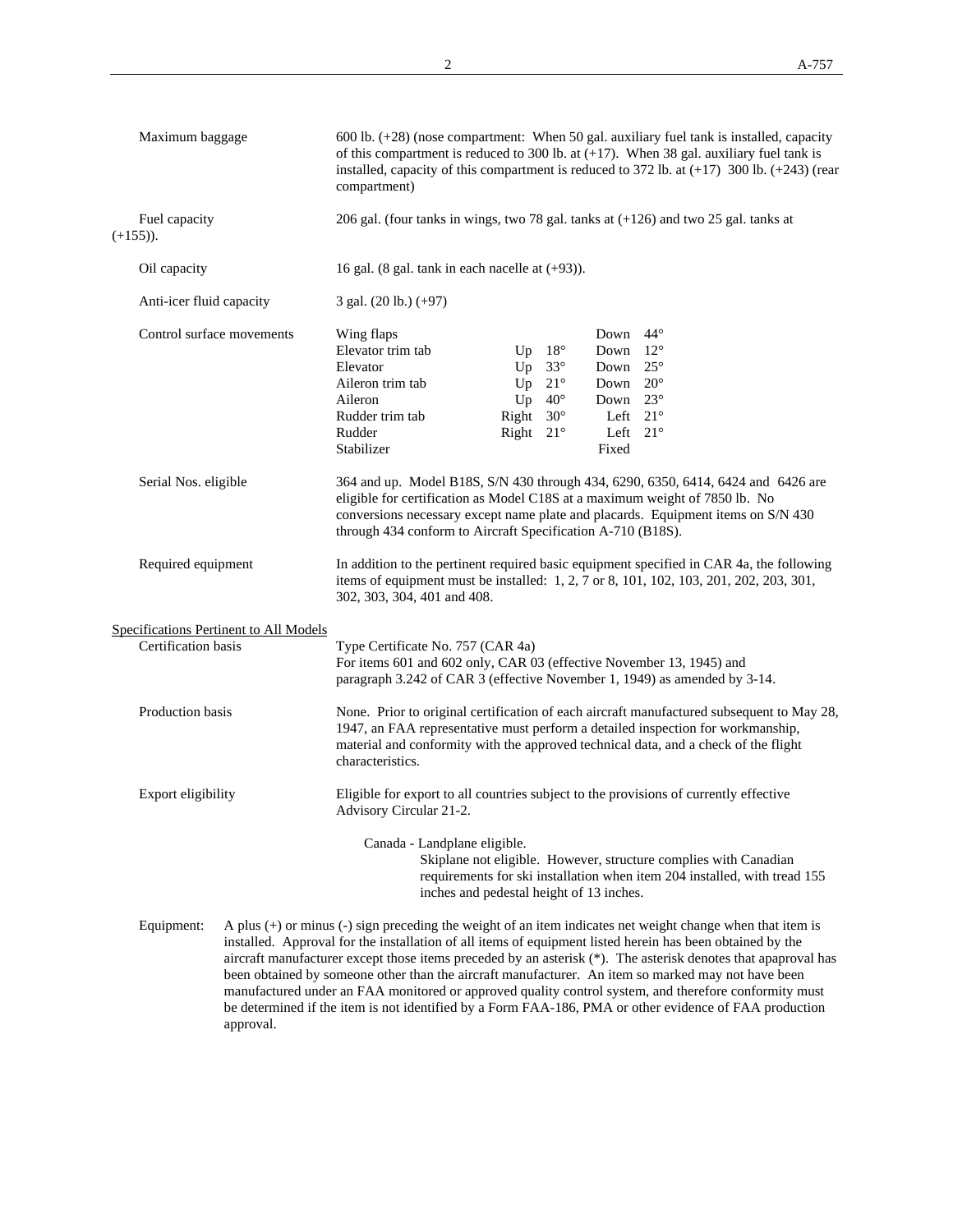Maximum baggage — 600 lb. (+28) (nose compartment: When 50 gal. auxiliary fuel tank is installed, capacity of this compartment is reduced to 300 lb. at (+17). When 38 gal. auxiliary fuel tank is installed, capacity of this compartment is reduced to 372 lb. at (+17) 300 lb. (+243) (rear compartment)

Fuel capacity — 206 gal. (four tanks in wings, two 78 gal. tanks at (+126) and two 25 gal. tanks at (+155)).

Oil capacity — 16 gal. (8 gal. tank in each nacelle at (+93)).

Anti-icer fluid capacity — 3 gal. (20 lb.) (+97)

Control surface movements

| Surface | | | | |
|---|---|---|---|---|
| Wing flaps | | | Down | 44° |
| Elevator trim tab | Up | 18° | Down | 12° |
| Elevator | Up | 33° | Down | 25° |
| Aileron trim tab | Up | 21° | Down | 20° |
| Aileron | Up | 40° | Down | 23° |
| Rudder trim tab | Right | 30° | Left | 21° |
| Rudder | Right | 21° | Left | 21° |
| Stabilizer | | | Fixed | |

Serial Nos. eligible — 364 and up. Model B18S, S/N 430 through 434, 6290, 6350, 6414, 6424 and 6426 are eligible for certification as Model C18S at a maximum weight of 7850 lb. No conversions necessary except name plate and placards. Equipment items on S/N 430 through 434 conform to Aircraft Specification A-710 (B18S).

Required equipment — In addition to the pertinent required basic equipment specified in CAR 4a, the following items of equipment must be installed: 1, 2, 7 or 8, 101, 102, 103, 201, 202, 203, 301, 302, 303, 304, 401 and 408.

## Specifications Pertinent to All Models

Certification basis — Type Certificate No. 757 (CAR 4a)
For items 601 and 602 only, CAR 03 (effective November 13, 1945) and paragraph 3.242 of CAR 3 (effective November 1, 1949) as amended by 3-14.

Production basis — None. Prior to original certification of each aircraft manufactured subsequent to May 28, 1947, an FAA representative must perform a detailed inspection for workmanship, material and conformity with the approved technical data, and a check of the flight characteristics.

Export eligibility — Eligible for export to all countries subject to the provisions of currently effective Advisory Circular 21-2.

Canada - Landplane eligible.
Skiplane not eligible. However, structure complies with Canadian requirements for ski installation when item 204 installed, with tread 155 inches and pedestal height of 13 inches.

Equipment: A plus (+) or minus (-) sign preceding the weight of an item indicates net weight change when that item is installed. Approval for the installation of all items of equipment listed herein has been obtained by the aircraft manufacturer except those items preceded by an asterisk (*). The asterisk denotes that apaproval has been obtained by someone other than the aircraft manufacturer. An item so marked may not have been manufactured under an FAA monitored or approved quality control system, and therefore conformity must be determined if the item is not identified by a Form FAA-186, PMA or other evidence of FAA production approval.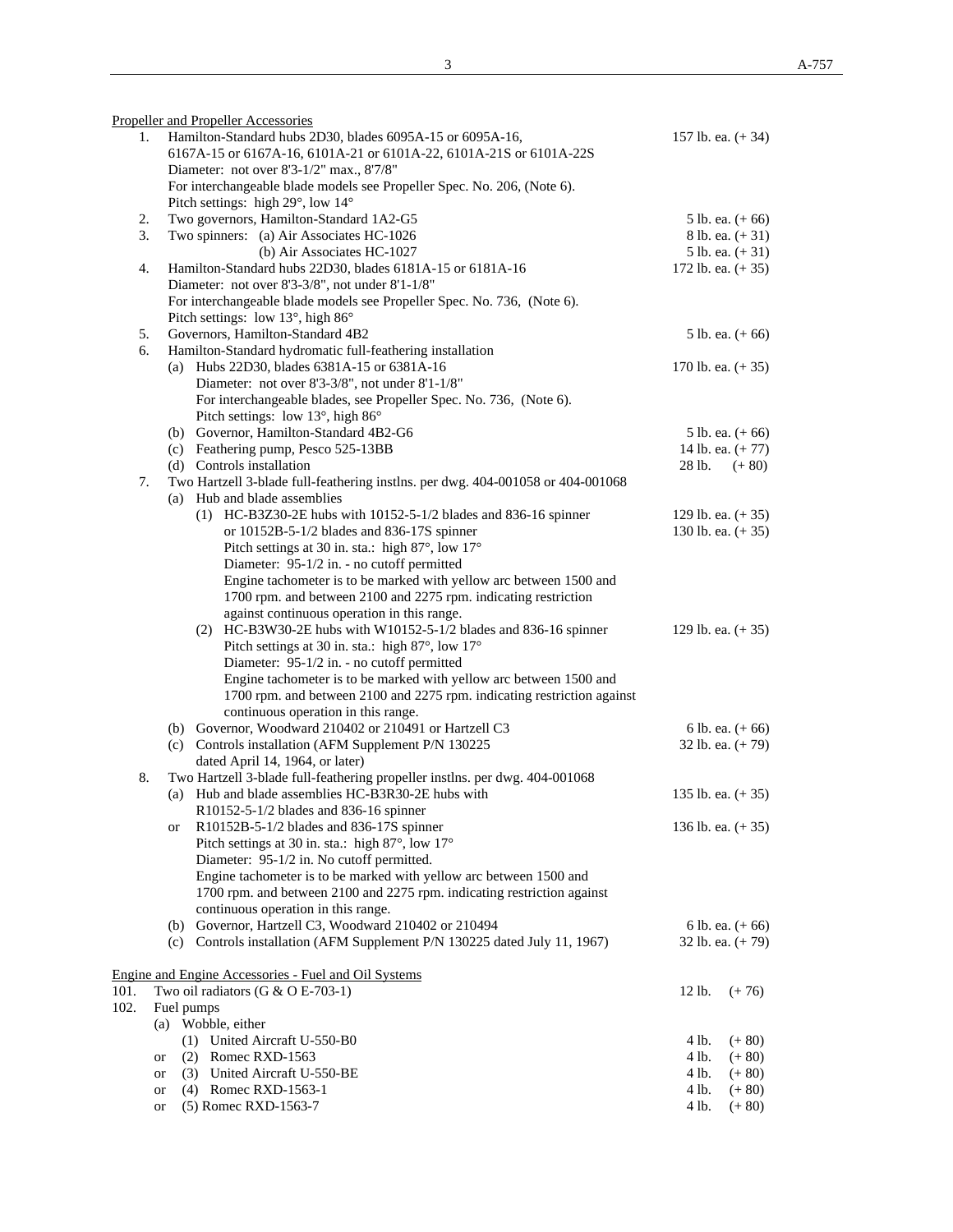Propeller and Propeller Accessories

| | | |
|---|---|---|
| 1. | Hamilton-Standard hubs 2D30, blades 6095A-15 or 6095A-16, 6167A-15 or 6167A-16, 6101A-21 or 6101A-22, 6101A-21S or 6101A-22S<br>Diameter: not over 8'3-1/2" max., 8'7/8"<br>For interchangeable blade models see Propeller Spec. No. 206, (Note 6).<br>Pitch settings: high 29°, low 14° | 157 lb. ea. (+ 34) |
| 2. | Two governors, Hamilton-Standard 1A2-G5 | 5 lb. ea. (+ 66) |
| 3. | Two spinners: (a) Air Associates HC-1026 | 8 lb. ea. (+ 31) |
| | (b) Air Associates HC-1027 | 5 lb. ea. (+ 31) |
| 4. | Hamilton-Standard hubs 22D30, blades 6181A-15 or 6181A-16<br>Diameter: not over 8'3-3/8", not under 8'1-1/8"<br>For interchangeable blade models see Propeller Spec. No. 736, (Note 6).<br>Pitch settings: low 13°, high 86° | 172 lb. ea. (+ 35) |
| 5. | Governors, Hamilton-Standard 4B2 | 5 lb. ea. (+ 66) |
| 6. | Hamilton-Standard hydromatic full-feathering installation | |
| | (a) Hubs 22D30, blades 6381A-15 or 6381A-16<br>Diameter: not over 8'3-3/8", not under 8'1-1/8"<br>For interchangeable blades, see Propeller Spec. No. 736, (Note 6).<br>Pitch settings: low 13°, high 86° | 170 lb. ea. (+ 35) |
| | (b) Governor, Hamilton-Standard 4B2-G6 | 5 lb. ea. (+ 66) |
| | (c) Feathering pump, Pesco 525-13BB | 14 lb. ea. (+ 77) |
| | (d) Controls installation | 28 lb. (+ 80) |
| 7. | Two Hartzell 3-blade full-feathering instlns. per dwg. 404-001058 or 404-001068 | |
| | (a) Hub and blade assemblies | |
| | (1) HC-B3Z30-2E hubs with 10152-5-1/2 blades and 836-16 spinner | 129 lb. ea. (+ 35) |
| | or 10152B-5-1/2 blades and 836-17S spinner<br>Pitch settings at 30 in. sta.: high 87°, low 17°<br>Diameter: 95-1/2 in. - no cutoff permitted<br>Engine tachometer is to be marked with yellow arc between 1500 and 1700 rpm. and between 2100 and 2275 rpm. indicating restriction against continuous operation in this range. | 130 lb. ea. (+ 35) |
| | (2) HC-B3W30-2E hubs with W10152-5-1/2 blades and 836-16 spinner<br>Pitch settings at 30 in. sta.: high 87°, low 17°<br>Diameter: 95-1/2 in. - no cutoff permitted<br>Engine tachometer is to be marked with yellow arc between 1500 and 1700 rpm. and between 2100 and 2275 rpm. indicating restriction against continuous operation in this range. | 129 lb. ea. (+ 35) |
| | (b) Governor, Woodward 210402 or 210491 or Hartzell C3 | 6 lb. ea. (+ 66) |
| | (c) Controls installation (AFM Supplement P/N 130225 dated April 14, 1964, or later) | 32 lb. ea. (+ 79) |
| 8. | Two Hartzell 3-blade full-feathering propeller instlns. per dwg. 404-001068 | |
| | (a) Hub and blade assemblies HC-B3R30-2E hubs with R10152-5-1/2 blades and 836-16 spinner | 135 lb. ea. (+ 35) |
| | or R10152B-5-1/2 blades and 836-17S spinner<br>Pitch settings at 30 in. sta.: high 87°, low 17°<br>Diameter: 95-1/2 in. No cutoff permitted.<br>Engine tachometer is to be marked with yellow arc between 1500 and 1700 rpm. and between 2100 and 2275 rpm. indicating restriction against continuous operation in this range. | 136 lb. ea. (+ 35) |
| | (b) Governor, Hartzell C3, Woodward 210402 or 210494 | 6 lb. ea. (+ 66) |
| | (c) Controls installation (AFM Supplement P/N 130225 dated July 11, 1967) | 32 lb. ea. (+ 79) |

Engine and Engine Accessories - Fuel and Oil Systems

| | | |
|---|---|---|
| 101. | Two oil radiators (G & O E-703-1) | 12 lb. (+ 76) |
| 102. | Fuel pumps | |
| | (a) Wobble, either | |
| | (1) United Aircraft U-550-B0 | 4 lb. (+ 80) |
| | or (2) Romec RXD-1563 | 4 lb. (+ 80) |
| | or (3) United Aircraft U-550-BE | 4 lb. (+ 80) |
| | or (4) Romec RXD-1563-1 | 4 lb. (+ 80) |
| | or (5) Romec RXD-1563-7 | 4 lb. (+ 80) |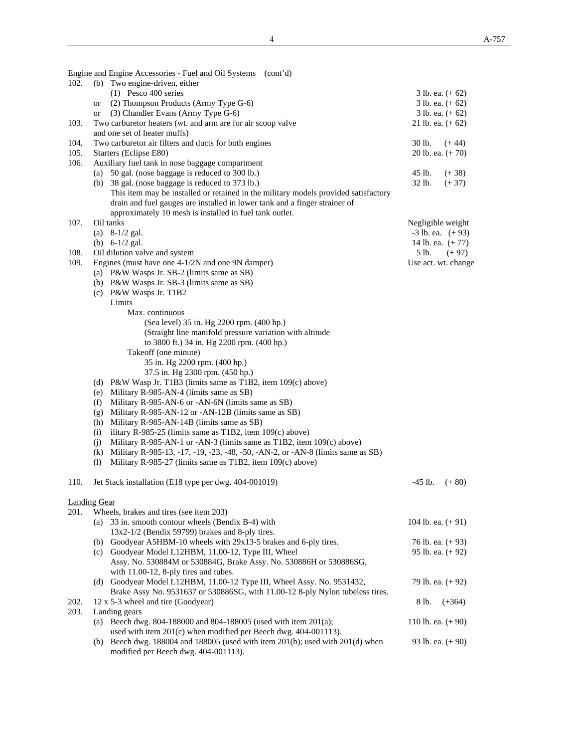Engine and Engine Accessories - Fuel and Oil Systems (cont'd)

| | | |
|---|---|---|
| 102. | (b) Two engine-driven, either | |
| | (1) Pesco 400 series | 3 lb. ea. (+ 62) |
| | or (2) Thompson Products (Army Type G-6) | 3 lb. ea. (+ 62) |
| | or (3) Chandler Evans (Army Type G-6) | 3 lb. ea. (+ 62) |
| 103. | Two carburetor heaters (wt. and arm are for air scoop valve and one set of heater muffs) | 21 lb. ea. (+ 62) |
| 104. | Two carburetor air filters and ducts for both engines | 30 lb. (+ 44) |
| 105. | Starters (Eclipse E80) | 20 lb. ea. (+ 70) |
| 106. | Auxiliary fuel tank in nose baggage compartment | |
| | (a) 50 gal. (nose baggage is reduced to 300 lb.) | 45 lb. (+ 38) |
| | (b) 38 gal. (nose baggage is reduced to 373 lb.) | 32 lb. (+ 37) |
| | This item may be installed or retained in the military models provided satisfactory drain and fuel gauges are installed in lower tank and a finger strainer of approximately 10 mesh is installed in fuel tank outlet. | |
| 107. | Oil tanks | Negligible weight |
| | (a) 8-1/2 gal. | -3 lb. ea. (+ 93) |
| | (b) 6-1/2 gal. | 14 lb. ea. (+ 77) |
| 108. | Oil dilution valve and system | 5 lb. (+ 97) |
| 109. | Engines (must have one 4-1/2N and one 9N damper) | Use act. wt. change |

(a) P&W Wasps Jr. SB-2 (limits same as SB)
(b) P&W Wasps Jr. SB-3 (limits same as SB)
(c) P&W Wasps Jr. T1B2
  Limits
    Max. continuous
      (Sea level) 35 in. Hg 2200 rpm. (400 hp.)
      (Straight line manifold pressure variation with altitude to 3800 ft.) 34 in. Hg 2200 rpm. (400 hp.)
    Takeoff (one minute)
      35 in. Hg 2200 rpm. (400 hp.)
      37.5 in. Hg 2300 rpm. (450 hp.)
(d) P&W Wasp Jr. T1B3 (limits same as T1B2, item 109(c) above)
(e) Military R-985-AN-4 (limits same as SB)
(f) Military R-985-AN-6 or -AN-6N (limits same as SB)
(g) Military R-985-AN-12 or -AN-12B (limits same as SB)
(h) Military R-985-AN-14B (limits same as SB)
(i) ilitary R-985-25 (limits same as T1B2, item 109(c) above)
(j) Military R-985-AN-1 or -AN-3 (limits same as T1B2, item 109(c) above)
(k) Military R-985-13, -17, -19, -23, -48, -50, -AN-2, or -AN-8 (limits same as SB)
(l) Military R-985-27 (limits same as T1B2, item 109(c) above)

| | | |
|---|---|---|
| 110. | Jet Stack installation (E18 type per dwg. 404-001019) | -45 lb. (+ 80) |

Landing Gear

| | | |
|---|---|---|
| 201. | Wheels, brakes and tires (see item 203) | |
| | (a) 33 in. smooth contour wheels (Bendix B-4) with 13x2-1/2 (Bendix 59799) brakes and 8-ply tires. | 104 lb. ea. (+ 91) |
| | (b) Goodyear A5HBM-10 wheels with 29x13-5 brakes and 6-ply tires. | 76 lb. ea. (+ 93) |
| | (c) Goodyear Model L12HBM, 11.00-12, Type III, Wheel Assy. No. 530884M or 530884G, Brake Assy. No. 530886H or 530886SG, with 11.00-12, 8-ply tires and tubes. | 95 lb. ea. (+ 92) |
| | (d) Goodyear Model L12HBM, 11.00-12 Type III, Wheel Assy. No. 9531432, Brake Assy No. 9531637 or 530886SG, with 11.00-12 8-ply Nylon tubeless tires. | 79 lb. ea. (+ 92) |
| 202. | 12 x 5-3 wheel and tire (Goodyear) | 8 lb. (+364) |
| 203. | Landing gears | |
| | (a) Beech dwg. 804-188000 and 804-188005 (used with item 201(a); used with item 201(c) when modified per Beech dwg. 404-001113). | 110 lb. ea. (+ 90) |
| | (b) Beech dwg. 188004 and 188005 (used with item 201(b); used with 201(d) when modified per Beech dwg. 404-001113). | 93 lb. ea. (+ 90) |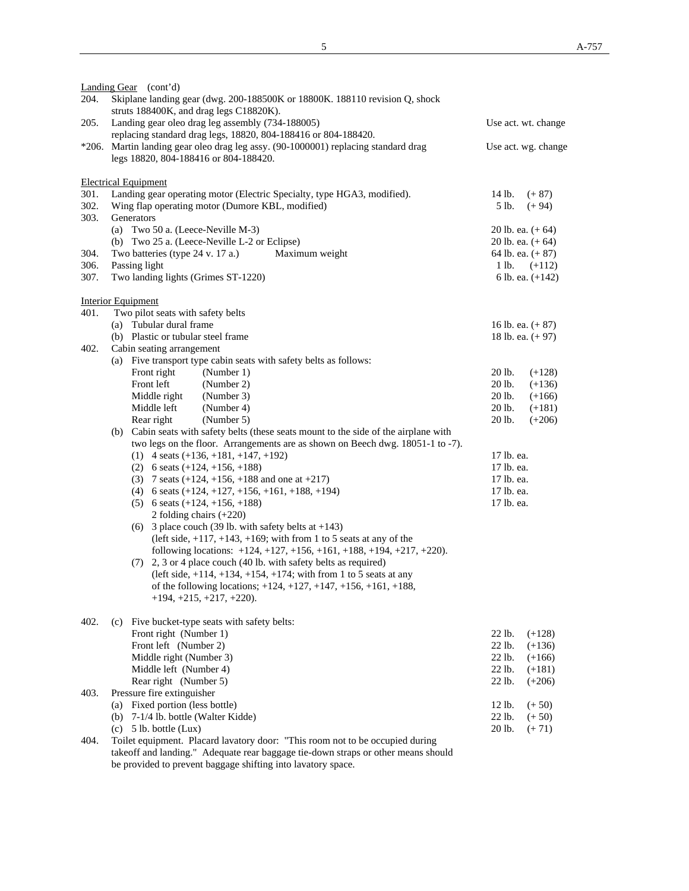Landing Gear (cont'd)

204. Skiplane landing gear (dwg. 200-188500K or 18800K. 188110 revision Q, shock struts 188400K, and drag legs C18820K).

205. Landing gear oleo drag leg assembly (734-188005) replacing standard drag legs, 18820, 804-188416 or 804-188420. — Use act. wt. change

*206. Martin landing gear oleo drag leg assy. (90-1000001) replacing standard drag legs 18820, 804-188416 or 804-188420. — Use act. wg. change

Electrical Equipment

301. Landing gear operating motor (Electric Specialty, type HGA3, modified). — 14 lb. (+ 87)

302. Wing flap operating motor (Dumore KBL, modified) — 5 lb. (+ 94)

303. Generators
- (a) Two 50 a. (Leece-Neville M-3) — 20 lb. ea. (+ 64)
- (b) Two 25 a. (Leece-Neville L-2 or Eclipse) — 20 lb. ea. (+ 64)

304. Two batteries (type 24 v. 17 a.) Maximum weight — 64 lb. ea. (+ 87)

306. Passing light — 1 lb. (+112)

307. Two landing lights (Grimes ST-1220) — 6 lb. ea. (+142)

Interior Equipment

401. Two pilot seats with safety belts
- (a) Tubular dural frame — 16 lb. ea. (+ 87)
- (b) Plastic or tubular steel frame — 18 lb. ea. (+ 97)

402. Cabin seating arrangement
- (a) Five transport type cabin seats with safety belts as follows:
  - Front right (Number 1) — 20 lb. (+128)
  - Front left (Number 2) — 20 lb. (+136)
  - Middle right (Number 3) — 20 lb. (+166)
  - Middle left (Number 4) — 20 lb. (+181)
  - Rear right (Number 5) — 20 lb. (+206)
- (b) Cabin seats with safety belts (these seats mount to the side of the airplane with two legs on the floor. Arrangements are as shown on Beech dwg. 18051-1 to -7).
  - (1) 4 seats (+136, +181, +147, +192) — 17 lb. ea.
  - (2) 6 seats (+124, +156, +188) — 17 lb. ea.
  - (3) 7 seats (+124, +156, +188 and one at +217) — 17 lb. ea.
  - (4) 6 seats (+124, +127, +156, +161, +188, +194) — 17 lb. ea.
  - (5) 6 seats (+124, +156, +188) — 17 lb. ea.
    2 folding chairs (+220)
  - (6) 3 place couch (39 lb. with safety belts at +143)
    (left side, +117, +143, +169; with from 1 to 5 seats at any of the following locations: +124, +127, +156, +161, +188, +194, +217, +220).
  - (7) 2, 3 or 4 place couch (40 lb. with safety belts as required)
    (left side, +114, +134, +154, +174; with from 1 to 5 seats at any of the following locations; +124, +127, +147, +156, +161, +188, +194, +215, +217, +220).

402. (c) Five bucket-type seats with safety belts:
- Front right (Number 1) — 22 lb. (+128)
- Front left (Number 2) — 22 lb. (+136)
- Middle right (Number 3) — 22 lb. (+166)
- Middle left (Number 4) — 22 lb. (+181)
- Rear right (Number 5) — 22 lb. (+206)

403. Pressure fire extinguisher
- (a) Fixed portion (less bottle) — 12 lb. (+ 50)
- (b) 7-1/4 lb. bottle (Walter Kidde) — 22 lb. (+ 50)
- (c) 5 lb. bottle (Lux) — 20 lb. (+ 71)

404. Toilet equipment. Placard lavatory door: "This room not to be occupied during takeoff and landing." Adequate rear baggage tie-down straps or other means should be provided to prevent baggage shifting into lavatory space.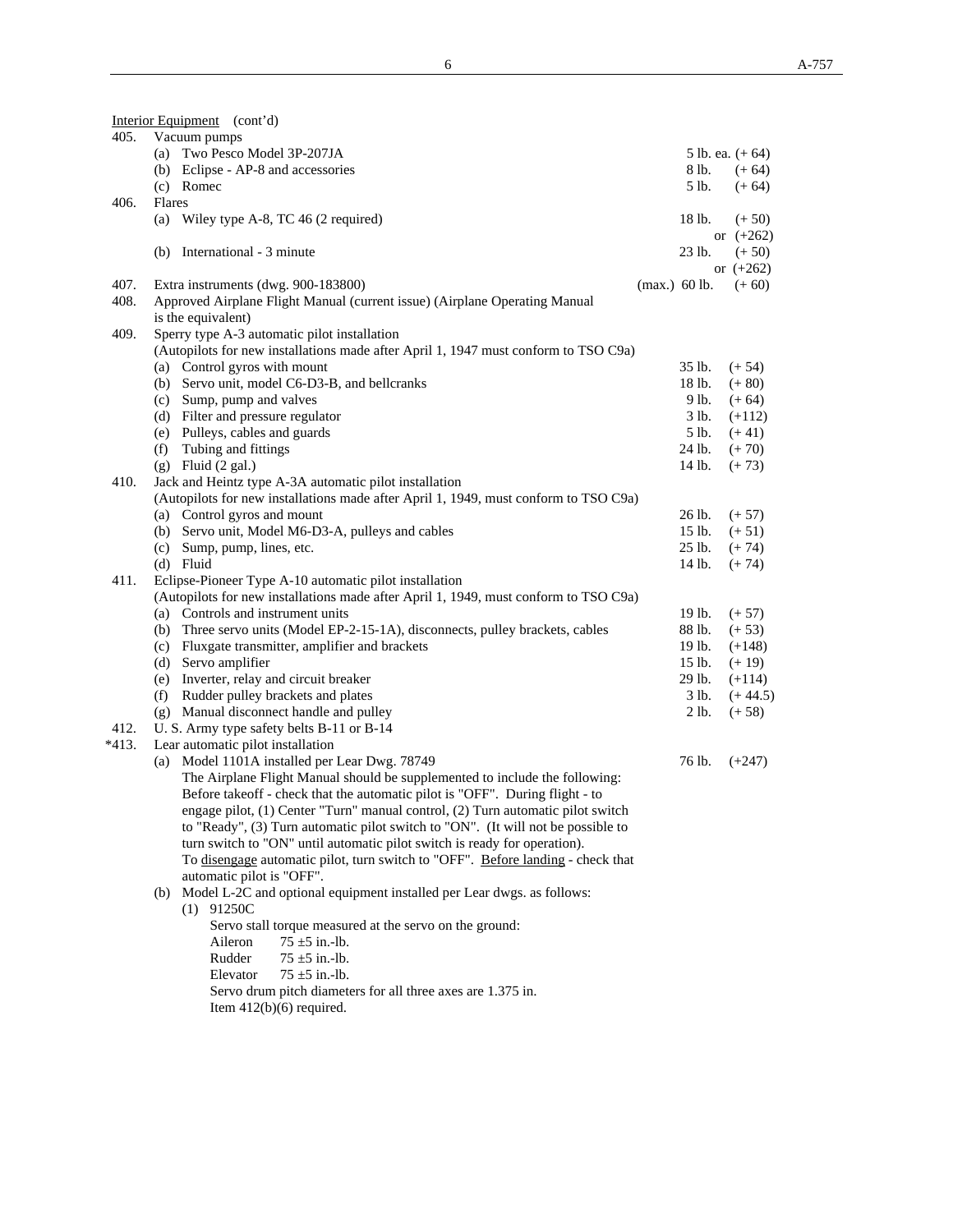Interior Equipment (cont'd)

405. Vacuum pumps
- (a) Two Pesco Model 3P-207JA — 5 lb. ea. (+ 64)
- (b) Eclipse - AP-8 and accessories — 8 lb. (+ 64)
- (c) Romec — 5 lb. (+ 64)

406. Flares
- (a) Wiley type A-8, TC 46 (2 required) — 18 lb. (+ 50) or (+262)
- (b) International - 3 minute — 23 lb. (+ 50) or (+262)

407. Extra instruments (dwg. 900-183800) — (max.) 60 lb. (+ 60)

408. Approved Airplane Flight Manual (current issue) (Airplane Operating Manual is the equivalent)

409. Sperry type A-3 automatic pilot installation
(Autopilots for new installations made after April 1, 1947 must conform to TSO C9a)
- (a) Control gyros with mount — 35 lb. (+ 54)
- (b) Servo unit, model C6-D3-B, and bellcranks — 18 lb. (+ 80)
- (c) Sump, pump and valves — 9 lb. (+ 64)
- (d) Filter and pressure regulator — 3 lb. (+112)
- (e) Pulleys, cables and guards — 5 lb. (+ 41)
- (f) Tubing and fittings — 24 lb. (+ 70)
- (g) Fluid (2 gal.) — 14 lb. (+ 73)

410. Jack and Heintz type A-3A automatic pilot installation
(Autopilots for new installations made after April 1, 1949, must conform to TSO C9a)
- (a) Control gyros and mount — 26 lb. (+ 57)
- (b) Servo unit, Model M6-D3-A, pulleys and cables — 15 lb. (+ 51)
- (c) Sump, pump, lines, etc. — 25 lb. (+ 74)
- (d) Fluid — 14 lb. (+ 74)

411. Eclipse-Pioneer Type A-10 automatic pilot installation
(Autopilots for new installations made after April 1, 1949, must conform to TSO C9a)
- (a) Controls and instrument units — 19 lb. (+ 57)
- (b) Three servo units (Model EP-2-15-1A), disconnects, pulley brackets, cables — 88 lb. (+ 53)
- (c) Fluxgate transmitter, amplifier and brackets — 19 lb. (+148)
- (d) Servo amplifier — 15 lb. (+ 19)
- (e) Inverter, relay and circuit breaker — 29 lb. (+114)
- (f) Rudder pulley brackets and plates — 3 lb. (+ 44.5)
- (g) Manual disconnect handle and pulley — 2 lb. (+ 58)

412. U. S. Army type safety belts B-11 or B-14

*413. Lear automatic pilot installation
- (a) Model 1101A installed per Lear Dwg. 78749 — 76 lb. (+247)

  The Airplane Flight Manual should be supplemented to include the following: Before takeoff - check that the automatic pilot is "OFF". During flight - to engage pilot, (1) Center "Turn" manual control, (2) Turn automatic pilot switch to "Ready", (3) Turn automatic pilot switch to "ON". (It will not be possible to turn switch to "ON" until automatic pilot switch is ready for operation). To disengage automatic pilot, turn switch to "OFF". Before landing - check that automatic pilot is "OFF".
- (b) Model L-2C and optional equipment installed per Lear dwgs. as follows:
  - (1) 91250C

    Servo stall torque measured at the servo on the ground:

    Aileron 75 ±5 in.-lb.

    Rudder 75 ±5 in.-lb.

    Elevator 75 ±5 in.-lb.

    Servo drum pitch diameters for all three axes are 1.375 in.

    Item 412(b)(6) required.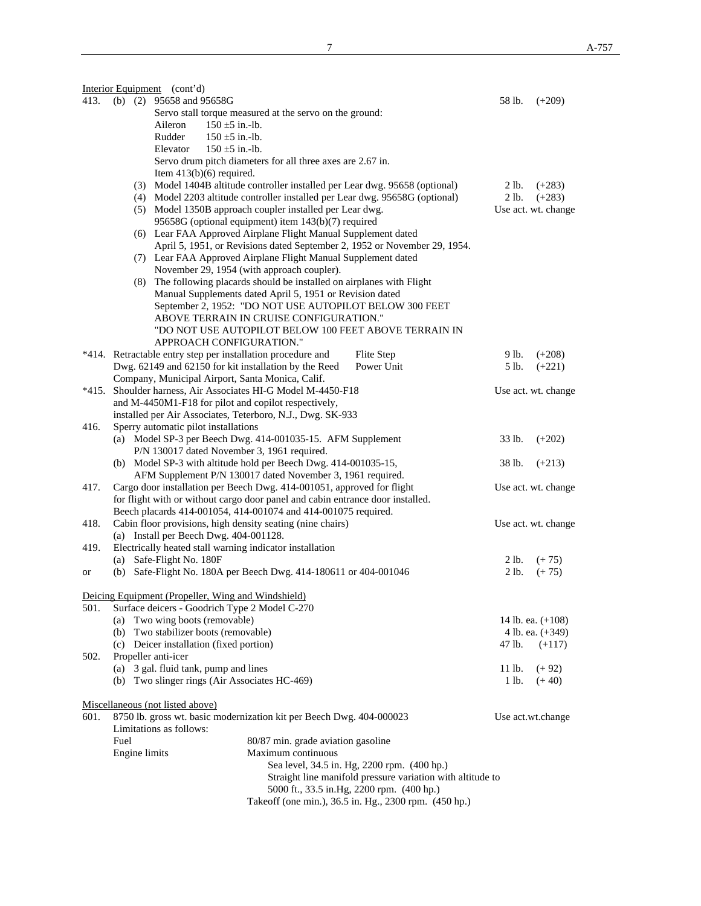Interior Equipment (cont'd)

413. (b) (2) 95658 and 95658G — 58 lb. (+209)

Servo stall torque measured at the servo on the ground:

| | |
|---|---|
| Aileron | 150 ±5 in.-lb. |
| Rudder | 150 ±5 in.-lb. |
| Elevator | 150 ±5 in.-lb. |

Servo drum pitch diameters for all three axes are 2.67 in.
Item 413(b)(6) required.

(3) Model 1404B altitude controller installed per Lear dwg. 95658 (optional) — 2 lb. (+283)

(4) Model 2203 altitude controller installed per Lear dwg. 95658G (optional) — 2 lb. (+283)

(5) Model 1350B approach coupler installed per Lear dwg. 95658G (optional equipment) item 143(b)(7) required — Use act. wt. change

(6) Lear FAA Approved Airplane Flight Manual Supplement dated April 5, 1951, or Revisions dated September 2, 1952 or November 29, 1954.

(7) Lear FAA Approved Airplane Flight Manual Supplement dated November 29, 1954 (with approach coupler).

(8) The following placards should be installed on airplanes with Flight Manual Supplements dated April 5, 1951 or Revision dated September 2, 1952: "DO NOT USE AUTOPILOT BELOW 300 FEET ABOVE TERRAIN IN CRUISE CONFIGURATION."
"DO NOT USE AUTOPILOT BELOW 100 FEET ABOVE TERRAIN IN APPROACH CONFIGURATION."

*414. Retractable entry step per installation procedure and Dwg. 62149 and 62150 for kit installation by the Reed Company, Municipal Airport, Santa Monica, Calif.
- Flite Step — 9 lb. (+208)
- Power Unit — 5 lb. (+221)

*415. Shoulder harness, Air Associates HI-G Model M-4450-F18 and M-4450M1-F18 for pilot and copilot respectively, installed per Air Associates, Teterboro, N.J., Dwg. SK-933 — Use act. wt. change

416. Sperry automatic pilot installations

(a) Model SP-3 per Beech Dwg. 414-001035-15. AFM Supplement P/N 130017 dated November 3, 1961 required. — 33 lb. (+202)

(b) Model SP-3 with altitude hold per Beech Dwg. 414-001035-15, AFM Supplement P/N 130017 dated November 3, 1961 required. — 38 lb. (+213)

417. Cargo door installation per Beech Dwg. 414-001051, approved for flight for flight with or without cargo door panel and cabin entrance door installed. Beech placards 414-001054, 414-001074 and 414-001075 required. — Use act. wt. change

418. Cabin floor provisions, high density seating (nine chairs) — Use act. wt. change

(a) Install per Beech Dwg. 404-001128.

419. Electrically heated stall warning indicator installation

(a) Safe-Flight No. 180F — 2 lb. (+ 75)

or (b) Safe-Flight No. 180A per Beech Dwg. 414-180611 or 404-001046 — 2 lb. (+ 75)

Deicing Equipment (Propeller, Wing and Windshield)

501. Surface deicers - Goodrich Type 2 Model C-270

(a) Two wing boots (removable) — 14 lb. ea. (+108)

(b) Two stabilizer boots (removable) — 4 lb. ea. (+349)

(c) Deicer installation (fixed portion) — 47 lb. (+117)

502. Propeller anti-icer

(a) 3 gal. fluid tank, pump and lines — 11 lb. (+ 92)

(b) Two slinger rings (Air Associates HC-469) — 1 lb. (+ 40)

Miscellaneous (not listed above)

601. 8750 lb. gross wt. basic modernization kit per Beech Dwg. 404-000023 — Use act.wt.change

Limitations as follows:

| | |
|---|---|
| Fuel | 80/87 min. grade aviation gasoline |
| Engine limits | Maximum continuous<br>Sea level, 34.5 in. Hg, 2200 rpm. (400 hp.)<br>Straight line manifold pressure variation with altitude to 5000 ft., 33.5 in.Hg, 2200 rpm. (400 hp.)<br>Takeoff (one min.), 36.5 in. Hg., 2300 rpm. (450 hp.) |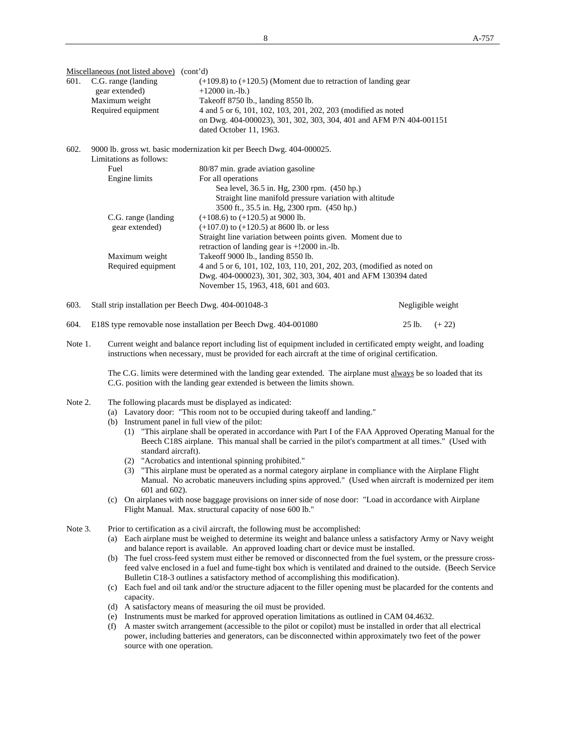Miscellaneous (not listed above) (cont'd)

601. C.G. range (landing gear extended) — (+109.8) to (+120.5) (Moment due to retraction of landing gear +12000 in.-lb.)

Maximum weight — Takeoff 8750 lb., landing 8550 lb.

Required equipment — 4 and 5 or 6, 101, 102, 103, 201, 202, 203 (modified as noted on Dwg. 404-000023), 301, 302, 303, 304, 401 and AFM P/N 404-001151 dated October 11, 1963.

602. 9000 lb. gross wt. basic modernization kit per Beech Dwg. 404-000025.
Limitations as follows:

| | |
|---|---|
| Fuel | 80/87 min. grade aviation gasoline |
| Engine limits | For all operations<br>Sea level, 36.5 in. Hg, 2300 rpm. (450 hp.)<br>Straight line manifold pressure variation with altitude<br>3500 ft., 35.5 in. Hg, 2300 rpm. (450 hp.) |
| C.G. range (landing gear extended) | (+108.6) to (+120.5) at 9000 lb.<br>(+107.0) to (+120.5) at 8600 lb. or less<br>Straight line variation between points given. Moment due to retraction of landing gear is +!2000 in.-lb. |
| Maximum weight | Takeoff 9000 lb., landing 8550 lb. |
| Required equipment | 4 and 5 or 6, 101, 102, 103, 110, 201, 202, 203, (modified as noted on Dwg. 404-000023), 301, 302, 303, 304, 401 and AFM 130394 dated November 15, 1963, 418, 601 and 603. |

603. Stall strip installation per Beech Dwg. 404-001048-3 — Negligible weight

604. E18S type removable nose installation per Beech Dwg. 404-001080 — 25 lb. (+ 22)

Note 1. Current weight and balance report including list of equipment included in certificated empty weight, and loading instructions when necessary, must be provided for each aircraft at the time of original certification.

The C.G. limits were determined with the landing gear extended. The airplane must always be so loaded that its C.G. position with the landing gear extended is between the limits shown.

Note 2. The following placards must be displayed as indicated:

(a) Lavatory door: "This room not to be occupied during takeoff and landing."

(b) Instrument panel in full view of the pilot:

(1) "This airplane shall be operated in accordance with Part I of the FAA Approved Operating Manual for the Beech C18S airplane. This manual shall be carried in the pilot's compartment at all times." (Used with standard aircraft).

(2) "Acrobatics and intentional spinning prohibited."

(3) "This airplane must be operated as a normal category airplane in compliance with the Airplane Flight Manual. No acrobatic maneuvers including spins approved." (Used when aircraft is modernized per item 601 and 602).

(c) On airplanes with nose baggage provisions on inner side of nose door: "Load in accordance with Airplane Flight Manual. Max. structural capacity of nose 600 lb."

Note 3. Prior to certification as a civil aircraft, the following must be accomplished:

(a) Each airplane must be weighed to determine its weight and balance unless a satisfactory Army or Navy weight and balance report is available. An approved loading chart or device must be installed.

(b) The fuel cross-feed system must either be removed or disconnected from the fuel system, or the pressure cross-feed valve enclosed in a fuel and fume-tight box which is ventilated and drained to the outside. (Beech Service Bulletin C18-3 outlines a satisfactory method of accomplishing this modification).

(c) Each fuel and oil tank and/or the structure adjacent to the filler opening must be placarded for the contents and capacity.

(d) A satisfactory means of measuring the oil must be provided.

(e) Instruments must be marked for approved operation limitations as outlined in CAM 04.4632.

(f) A master switch arrangement (accessible to the pilot or copilot) must be installed in order that all electrical power, including batteries and generators, can be disconnected within approximately two feet of the power source with one operation.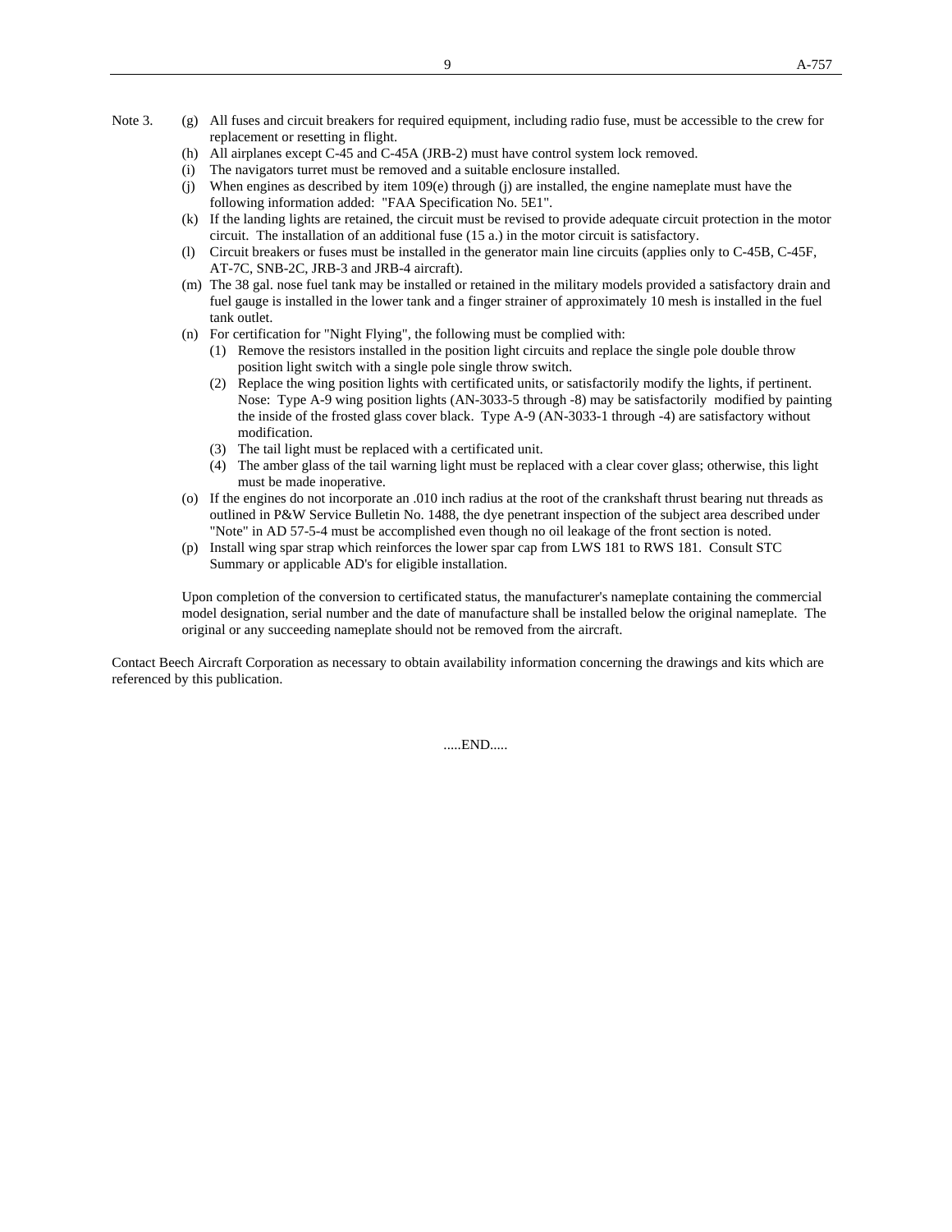Note 3.

(g) All fuses and circuit breakers for required equipment, including radio fuse, must be accessible to the crew for replacement or resetting in flight.

(h) All airplanes except C-45 and C-45A (JRB-2) must have control system lock removed.

(i) The navigators turret must be removed and a suitable enclosure installed.

(j) When engines as described by item 109(e) through (j) are installed, the engine nameplate must have the following information added: "FAA Specification No. 5E1".

(k) If the landing lights are retained, the circuit must be revised to provide adequate circuit protection in the motor circuit. The installation of an additional fuse (15 a.) in the motor circuit is satisfactory.

(l) Circuit breakers or fuses must be installed in the generator main line circuits (applies only to C-45B, C-45F, AT-7C, SNB-2C, JRB-3 and JRB-4 aircraft).

(m) The 38 gal. nose fuel tank may be installed or retained in the military models provided a satisfactory drain and fuel gauge is installed in the lower tank and a finger strainer of approximately 10 mesh is installed in the fuel tank outlet.

(n) For certification for "Night Flying", the following must be complied with:

  (1) Remove the resistors installed in the position light circuits and replace the single pole double throw position light switch with a single pole single throw switch.

  (2) Replace the wing position lights with certificated units, or satisfactorily modify the lights, if pertinent. Nose: Type A-9 wing position lights (AN-3033-5 through -8) may be satisfactorily modified by painting the inside of the frosted glass cover black. Type A-9 (AN-3033-1 through -4) are satisfactory without modification.

  (3) The tail light must be replaced with a certificated unit.

  (4) The amber glass of the tail warning light must be replaced with a clear cover glass; otherwise, this light must be made inoperative.

(o) If the engines do not incorporate an .010 inch radius at the root of the crankshaft thrust bearing nut threads as outlined in P&W Service Bulletin No. 1488, the dye penetrant inspection of the subject area described under "Note" in AD 57-5-4 must be accomplished even though no oil leakage of the front section is noted.

(p) Install wing spar strap which reinforces the lower spar cap from LWS 181 to RWS 181. Consult STC Summary or applicable AD's for eligible installation.

Upon completion of the conversion to certificated status, the manufacturer's nameplate containing the commercial model designation, serial number and the date of manufacture shall be installed below the original nameplate. The original or any succeeding nameplate should not be removed from the aircraft.

Contact Beech Aircraft Corporation as necessary to obtain availability information concerning the drawings and kits which are referenced by this publication.

.....END.....